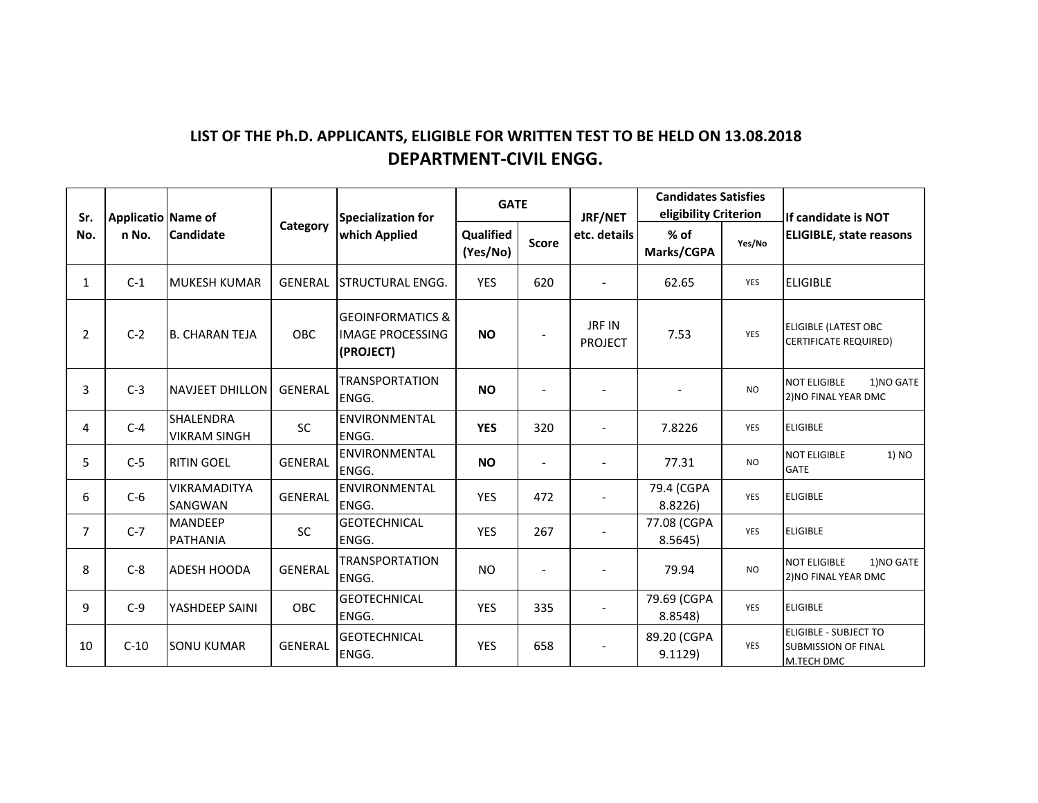## LIST OF THE Ph.D. APPLICANTS, ELIGIBLE FOR WRITTEN TEST TO BE HELD ON 13.08.2018

## DEPARTMENT-CIVIL ENGG.

| Sr. No. | Application No. | Name of Candidate | Category | Specialization for which Applied | GATE | | JRF/NET etc. details | Candidates Satisfies eligibility Criterion | | If candidate is NOT ELIGIBLE, state reasons |
|---|---|---|---|---|---|---|---|---|---|---|
| | | | | | Qualified (Yes/No) | Score | | % of Marks/CGPA | Yes/No | |
| 1 | C-1 | MUKESH KUMAR | GENERAL | STRUCTURAL ENGG. | YES | 620 | - | 62.65 | YES | ELIGIBLE |
| 2 | C-2 | B. CHARAN TEJA | OBC | GEOINFORMATICS & IMAGE PROCESSING **(PROJECT)** | **NO** | - | JRF IN PROJECT | 7.53 | YES | ELIGIBLE (LATEST OBC CERTIFICATE REQUIRED) |
| 3 | C-3 | NAVJEET DHILLON | GENERAL | TRANSPORTATION ENGG. | **NO** | - | - | - | NO | NOT ELIGIBLE 1)NO GATE 2)NO FINAL YEAR DMC |
| 4 | C-4 | SHALENDRA VIKRAM SINGH | SC | ENVIRONMENTAL ENGG. | **YES** | 320 | - | 7.8226 | YES | ELIGIBLE |
| 5 | C-5 | RITIN GOEL | GENERAL | ENVIRONMENTAL ENGG. | **NO** | - | - | 77.31 | NO | NOT ELIGIBLE 1) NO GATE |
| 6 | C-6 | VIKRAMADITYA SANGWAN | GENERAL | ENVIRONMENTAL ENGG. | YES | 472 | - | 79.4 (CGPA 8.8226) | YES | ELIGIBLE |
| 7 | C-7 | MANDEEP PATHANIA | SC | GEOTECHNICAL ENGG. | YES | 267 | - | 77.08 (CGPA 8.5645) | YES | ELIGIBLE |
| 8 | C-8 | ADESH HOODA | GENERAL | TRANSPORTATION ENGG. | NO | - | - | 79.94 | NO | NOT ELIGIBLE 1)NO GATE 2)NO FINAL YEAR DMC |
| 9 | C-9 | YASHDEEP SAINI | OBC | GEOTECHNICAL ENGG. | YES | 335 | - | 79.69 (CGPA 8.8548) | YES | ELIGIBLE |
| 10 | C-10 | SONU KUMAR | GENERAL | GEOTECHNICAL ENGG. | YES | 658 | - | 89.20 (CGPA 9.1129) | YES | ELIGIBLE - SUBJECT TO SUBMISSION OF FINAL M.TECH DMC |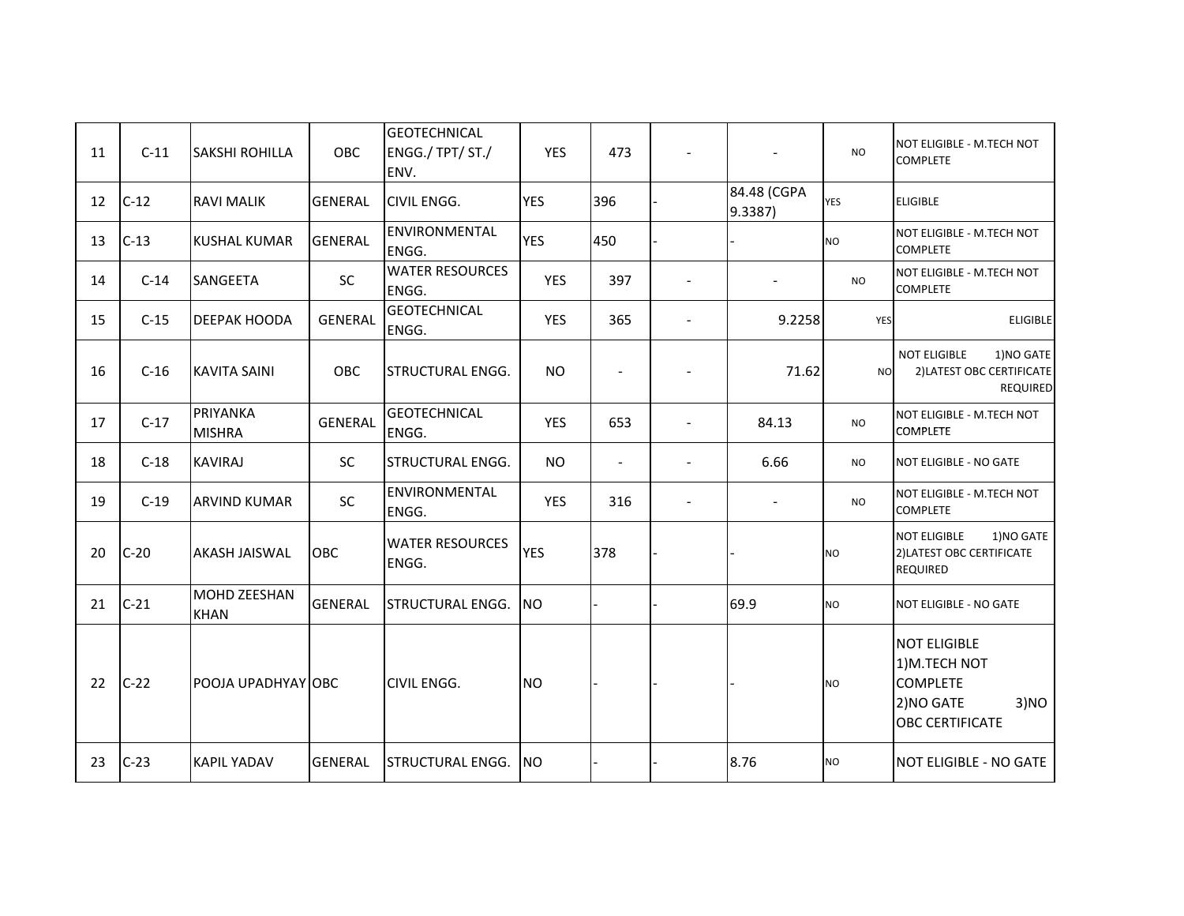| | | | | | | | | | | |
|---|---|---|---|---|---|---|---|---|---|---|
| 11 | C-11 | SAKSHI ROHILLA | OBC | GEOTECHNICAL ENGG./ TPT/ ST./ ENV. | YES | 473 | - | - | NO | NOT ELIGIBLE - M.TECH NOT COMPLETE |
| 12 | C-12 | RAVI MALIK | GENERAL | CIVIL ENGG. | YES | 396 | - | 84.48 (CGPA 9.3387) | YES | ELIGIBLE |
| 13 | C-13 | KUSHAL KUMAR | GENERAL | ENVIRONMENTAL ENGG. | YES | 450 | - | - | NO | NOT ELIGIBLE - M.TECH NOT COMPLETE |
| 14 | C-14 | SANGEETA | SC | WATER RESOURCES ENGG. | YES | 397 | - | - | NO | NOT ELIGIBLE - M.TECH NOT COMPLETE |
| 15 | C-15 | DEEPAK HOODA | GENERAL | GEOTECHNICAL ENGG. | YES | 365 | - | 9.2258 | YES | ELIGIBLE |
| 16 | C-16 | KAVITA SAINI | OBC | STRUCTURAL ENGG. | NO | - | - | 71.62 | NO | NOT ELIGIBLE 1)NO GATE 2)LATEST OBC CERTIFICATE REQUIRED |
| 17 | C-17 | PRIYANKA MISHRA | GENERAL | GEOTECHNICAL ENGG. | YES | 653 | - | 84.13 | NO | NOT ELIGIBLE - M.TECH NOT COMPLETE |
| 18 | C-18 | KAVIRAJ | SC | STRUCTURAL ENGG. | NO | - | - | 6.66 | NO | NOT ELIGIBLE - NO GATE |
| 19 | C-19 | ARVIND KUMAR | SC | ENVIRONMENTAL ENGG. | YES | 316 | - | - | NO | NOT ELIGIBLE - M.TECH NOT COMPLETE |
| 20 | C-20 | AKASH JAISWAL | OBC | WATER RESOURCES ENGG. | YES | 378 | - | - | NO | NOT ELIGIBLE 1)NO GATE 2)LATEST OBC CERTIFICATE REQUIRED |
| 21 | C-21 | MOHD ZEESHAN KHAN | GENERAL | STRUCTURAL ENGG. | NO | - | - | 69.9 | NO | NOT ELIGIBLE - NO GATE |
| 22 | C-22 | POOJA UPADHYAY | OBC | CIVIL ENGG. | NO | - | - | - | NO | NOT ELIGIBLE 1)M.TECH NOT COMPLETE 2)NO GATE 3)NO OBC CERTIFICATE |
| 23 | C-23 | KAPIL YADAV | GENERAL | STRUCTURAL ENGG. | NO | - | - | 8.76 | NO | NOT ELIGIBLE - NO GATE |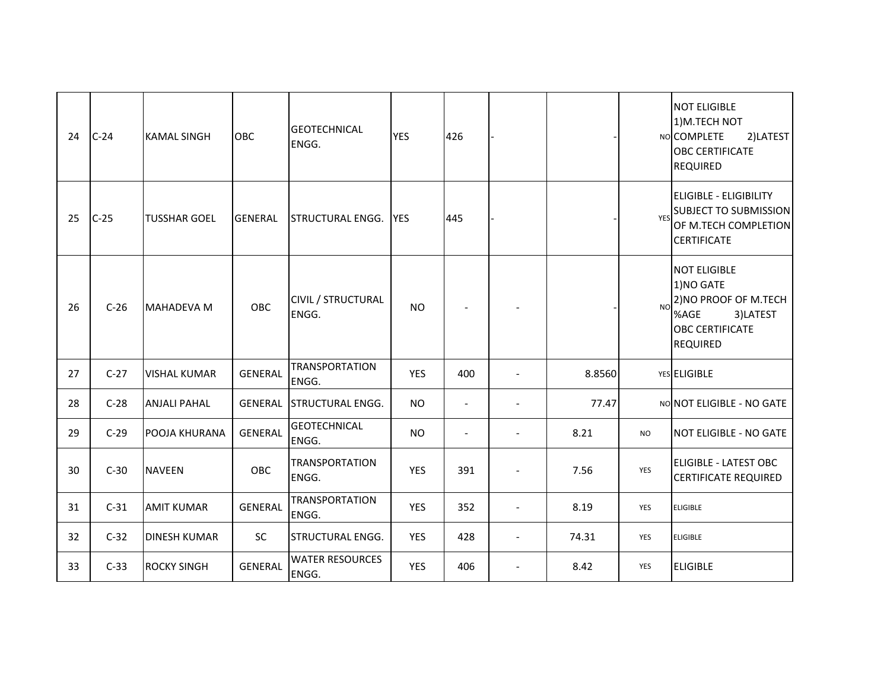| 24 | C-24 | KAMAL SINGH | OBC | GEOTECHNICAL ENGG. | YES | 426 | - | - | NO | NOT ELIGIBLE 1)M.TECH NOT COMPLETE 2)LATEST OBC CERTIFICATE REQUIRED |
|---|---|---|---|---|---|---|---|---|---|---|
| 25 | C-25 | TUSSHAR GOEL | GENERAL | STRUCTURAL ENGG. | YES | 445 | - | - | YES | ELIGIBLE - ELIGIBILITY SUBJECT TO SUBMISSION OF M.TECH COMPLETION CERTIFICATE |
| 26 | C-26 | MAHADEVA M | OBC | CIVIL / STRUCTURAL ENGG. | NO | - | - | - | NO | NOT ELIGIBLE 1)NO GATE 2)NO PROOF OF M.TECH %AGE 3)LATEST OBC CERTIFICATE REQUIRED |
| 27 | C-27 | VISHAL KUMAR | GENERAL | TRANSPORTATION ENGG. | YES | 400 | - | 8.8560 | YES | ELIGIBLE |
| 28 | C-28 | ANJALI PAHAL | GENERAL | STRUCTURAL ENGG. | NO | - | - | 77.47 | NO | NOT ELIGIBLE - NO GATE |
| 29 | C-29 | POOJA KHURANA | GENERAL | GEOTECHNICAL ENGG. | NO | - | - | 8.21 | NO | NOT ELIGIBLE - NO GATE |
| 30 | C-30 | NAVEEN | OBC | TRANSPORTATION ENGG. | YES | 391 | - | 7.56 | YES | ELIGIBLE - LATEST OBC CERTIFICATE REQUIRED |
| 31 | C-31 | AMIT KUMAR | GENERAL | TRANSPORTATION ENGG. | YES | 352 | - | 8.19 | YES | ELIGIBLE |
| 32 | C-32 | DINESH KUMAR | SC | STRUCTURAL ENGG. | YES | 428 | - | 74.31 | YES | ELIGIBLE |
| 33 | C-33 | ROCKY SINGH | GENERAL | WATER RESOURCES ENGG. | YES | 406 | - | 8.42 | YES | ELIGIBLE |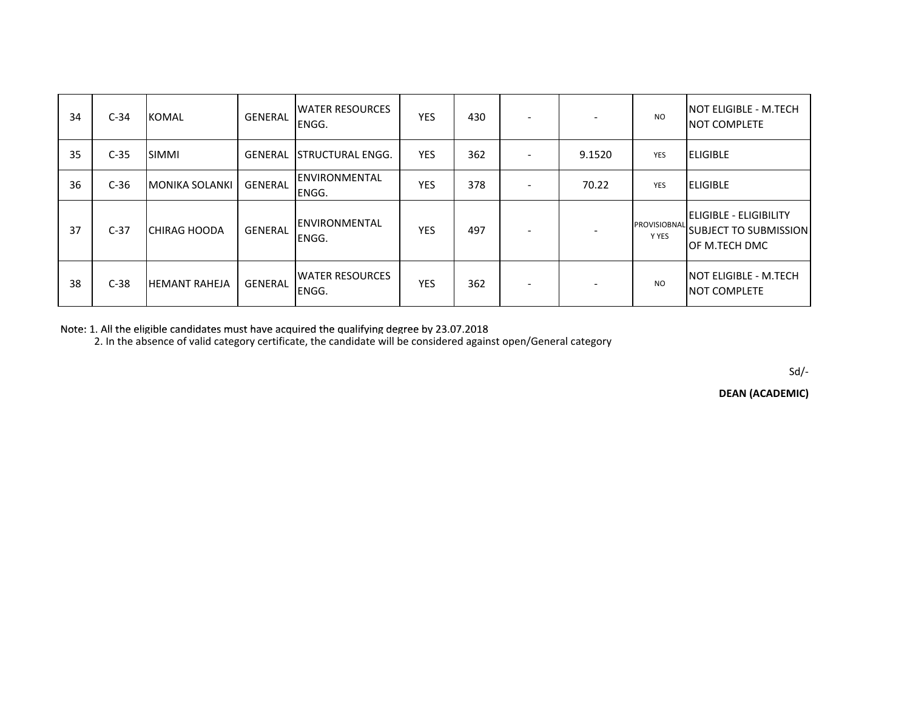| | | | | | | | | | | |
|---|---|---|---|---|---|---|---|---|---|---|
| 34 | C-34 | KOMAL | GENERAL | WATER RESOURCES ENGG. | YES | 430 | - | - | NO | NOT ELIGIBLE - M.TECH NOT COMPLETE |
| 35 | C-35 | SIMMI | GENERAL | STRUCTURAL ENGG. | YES | 362 | - | 9.1520 | YES | ELIGIBLE |
| 36 | C-36 | MONIKA SOLANKI | GENERAL | ENVIRONMENTAL ENGG. | YES | 378 | - | 70.22 | YES | ELIGIBLE |
| 37 | C-37 | CHIRAG HOODA | GENERAL | ENVIRONMENTAL ENGG. | YES | 497 | - | - | PROVISIOBNALY YES | ELIGIBLE - ELIGIBILITY SUBJECT TO SUBMISSION OF M.TECH DMC |
| 38 | C-38 | HEMANT RAHEJA | GENERAL | WATER RESOURCES ENGG. | YES | 362 | - | - | NO | NOT ELIGIBLE - M.TECH NOT COMPLETE |

Note: 1. All the eligible candidates must have acquired the qualifying degree by 23.07.2018

2. In the absence of valid category certificate, the candidate will be considered against open/General category

Sd/-

**DEAN (ACADEMIC)**